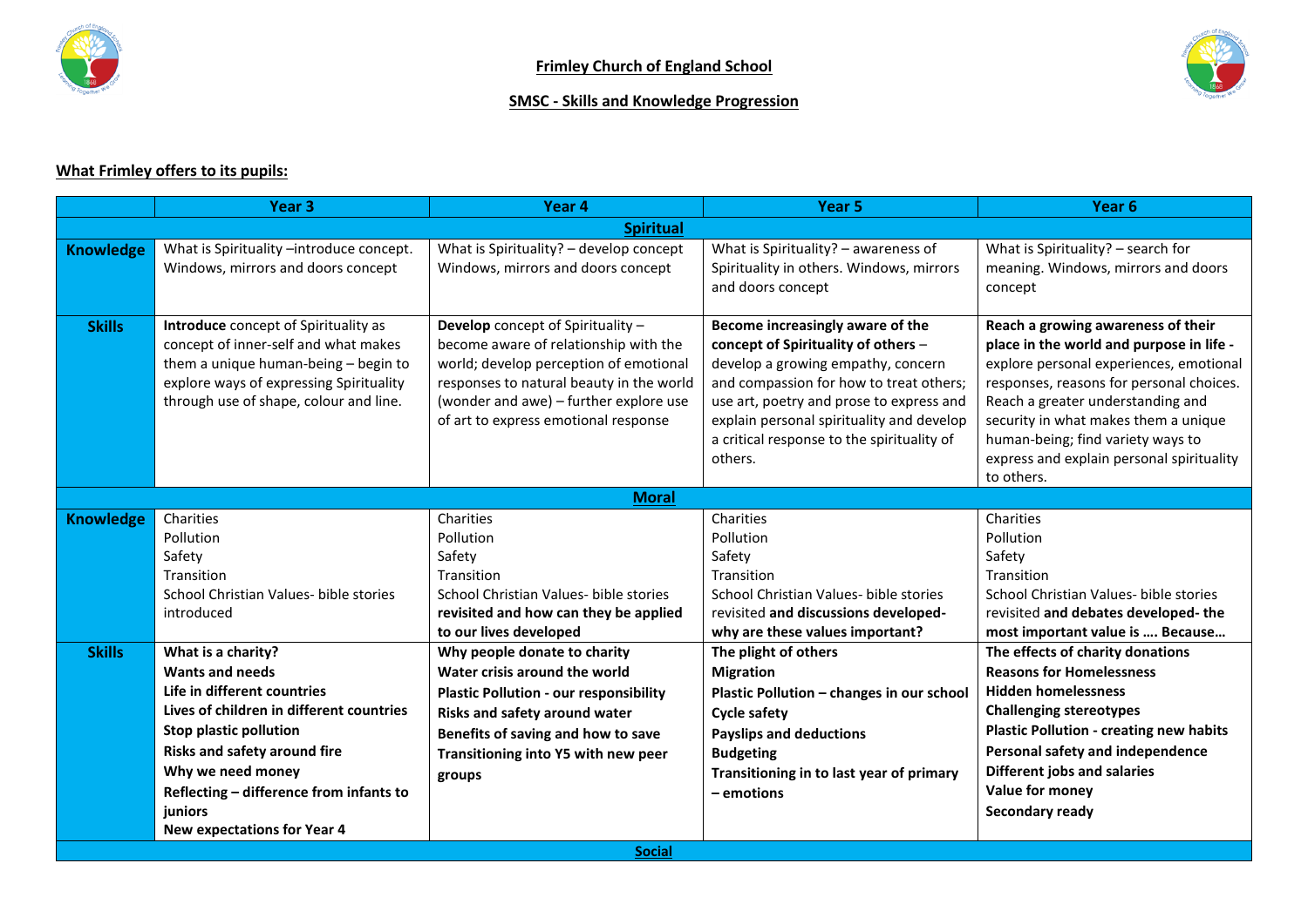# Frimley Church of England School

## SMSC - Skills and Knowledge Progression

**What Frimley offers to its pupils:**

| | Year 3 | Year 4 | Year 5 | Year 6 |
|---|---|---|---|---|
| | **Spiritual** | | | |
| **Knowledge** | What is Spirituality –introduce concept. Windows, mirrors and doors concept | What is Spirituality? – develop concept Windows, mirrors and doors concept | What is Spirituality? – awareness of Spirituality in others. Windows, mirrors and doors concept | What is Spirituality? – search for meaning. Windows, mirrors and doors concept |
| **Skills** | **Introduce** concept of Spirituality as concept of inner-self and what makes them a unique human-being – begin to explore ways of expressing Spirituality through use of shape, colour and line. | **Develop** concept of Spirituality – become aware of relationship with the world; develop perception of emotional responses to natural beauty in the world (wonder and awe) – further explore use of art to express emotional response | **Become increasingly aware of the concept of Spirituality of others** – develop a growing empathy, concern and compassion for how to treat others; use art, poetry and prose to express and explain personal spirituality and develop a critical response to the spirituality of others. | **Reach a growing awareness of their place in the world and purpose in life -** explore personal experiences, emotional responses, reasons for personal choices. Reach a greater understanding and security in what makes them a unique human-being; find variety ways to express and explain personal spirituality to others. |
| | **Moral** | | | |
| **Knowledge** | Charities<br>Pollution<br>Safety<br>Transition<br>School Christian Values- bible stories introduced | Charities<br>Pollution<br>Safety<br>Transition<br>School Christian Values- bible stories **revisited and how can they be applied to our lives developed** | Charities<br>Pollution<br>Safety<br>Transition<br>School Christian Values- bible stories revisited **and discussions developed- why are these values important?** | Charities<br>Pollution<br>Safety<br>Transition<br>School Christian Values- bible stories revisited **and debates developed- the most important value is …. Because…** |
| **Skills** | **What is a charity?**<br>**Wants and needs**<br>**Life in different countries**<br>**Lives of children in different countries**<br>**Stop plastic pollution**<br>**Risks and safety around fire**<br>**Why we need money**<br>**Reflecting – difference from infants to juniors**<br>**New expectations for Year 4** | **Why people donate to charity**<br>**Water crisis around the world**<br>**Plastic Pollution - our responsibility**<br>**Risks and safety around water**<br>**Benefits of saving and how to save**<br>**Transitioning into Y5 with new peer groups** | **The plight of others**<br>**Migration**<br>**Plastic Pollution – changes in our school**<br>**Cycle safety**<br>**Payslips and deductions**<br>**Budgeting**<br>**Transitioning in to last year of primary – emotions** | **The effects of charity donations**<br>**Reasons for Homelessness**<br>**Hidden homelessness**<br>**Challenging stereotypes**<br>**Plastic Pollution - creating new habits**<br>**Personal safety and independence**<br>**Different jobs and salaries**<br>**Value for money**<br>**Secondary ready** |
| | **Social** | | | |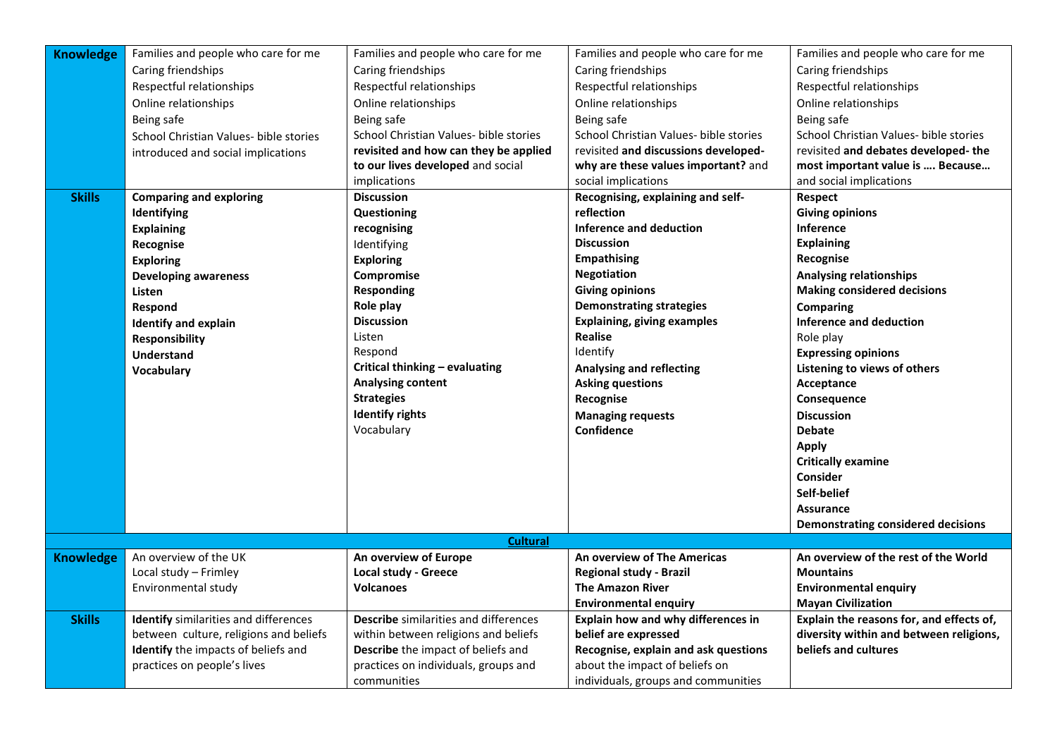| | | | | |
|---|---|---|---|---|
| **Knowledge** | Families and people who care for me<br>Caring friendships<br>Respectful relationships<br>Online relationships<br>Being safe<br>School Christian Values- bible stories introduced and social implications | Families and people who care for me<br>Caring friendships<br>Respectful relationships<br>Online relationships<br>Being safe<br>School Christian Values- bible stories **revisited and how can they be applied to our lives developed** and social implications | Families and people who care for me<br>Caring friendships<br>Respectful relationships<br>Online relationships<br>Being safe<br>School Christian Values- bible stories revisited **and discussions developed- why are these values important?** and social implications | Families and people who care for me<br>Caring friendships<br>Respectful relationships<br>Online relationships<br>Being safe<br>School Christian Values- bible stories revisited **and debates developed- the most important value is …. Because…** and social implications |
| **Skills** | **Comparing and exploring**<br>**Identifying**<br>**Explaining**<br>**Recognise**<br>**Exploring**<br>**Developing awareness**<br>**Listen**<br>**Respond**<br>**Identify and explain**<br>**Responsibility**<br>**Understand**<br>**Vocabulary** | **Discussion**<br>**Questioning**<br>**recognising**<br>Identifying<br>**Exploring**<br>**Compromise**<br>**Responding**<br>**Role play**<br>**Discussion**<br>Listen<br>Respond<br>**Critical thinking – evaluating**<br>**Analysing content**<br>**Strategies**<br>**Identify rights**<br>Vocabulary | **Recognising, explaining and self-reflection**<br>**Inference and deduction**<br>**Discussion**<br>**Empathising**<br>**Negotiation**<br>**Giving opinions**<br>**Demonstrating strategies**<br>**Explaining, giving examples**<br>**Realise**<br>Identify<br>**Analysing and reflecting**<br>**Asking questions**<br>**Recognise**<br>**Managing requests**<br>**Confidence** | **Respect**<br>**Giving opinions**<br>**Inference**<br>**Explaining**<br>**Recognise**<br>**Analysing relationships**<br>**Making considered decisions**<br>**Comparing**<br>**Inference and deduction**<br>Role play<br>**Expressing opinions**<br>**Listening to views of others**<br>**Acceptance**<br>**Consequence**<br>**Discussion**<br>**Debate**<br>**Apply**<br>**Critically examine**<br>**Consider**<br>**Self-belief**<br>**Assurance**<br>**Demonstrating considered decisions** |
| | | | **Cultural** | |
| **Knowledge** | An overview of the UK<br>Local study – Frimley<br>Environmental study | **An overview of Europe**<br>**Local study - Greece**<br>**Volcanoes** | **An overview of The Americas**<br>**Regional study - Brazil**<br>**The Amazon River**<br>**Environmental enquiry** | **An overview of the rest of the World**<br>**Mountains**<br>**Environmental enquiry**<br>**Mayan Civilization** |
| **Skills** | **Identify** similarities and differences between culture, religions and beliefs<br>**Identify** the impacts of beliefs and practices on people's lives | **Describe** similarities and differences within between religions and beliefs<br>**Describe** the impact of beliefs and practices on individuals, groups and communities | **Explain how and why differences in belief are expressed**<br>**Recognise, explain and ask questions** about the impact of beliefs on individuals, groups and communities | **Explain the reasons for, and effects of, diversity within and between religions, beliefs and cultures** |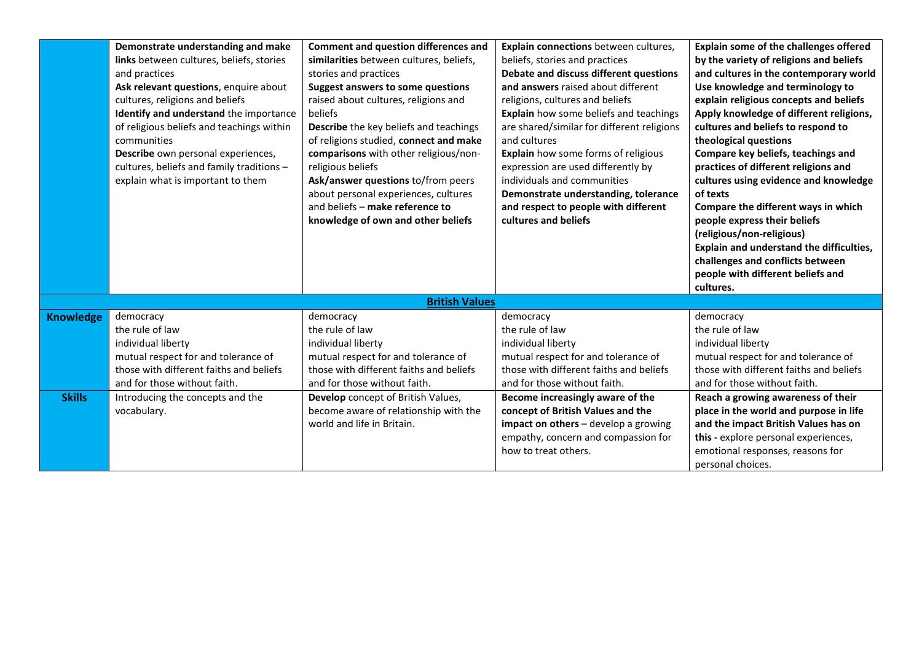| | | | | |
|---|---|---|---|---|
| | **Demonstrate understanding and make links** between cultures, beliefs, stories and practices<br>**Ask relevant questions**, enquire about cultures, religions and beliefs<br>**Identify and understand** the importance of religious beliefs and teachings within communities<br>**Describe** own personal experiences, cultures, beliefs and family traditions – explain what is important to them | **Comment and question differences and similarities** between cultures, beliefs, stories and practices<br>**Suggest answers to some questions** raised about cultures, religions and beliefs<br>**Describe** the key beliefs and teachings of religions studied, **connect and make comparisons** with other religious/non-religious beliefs<br>**Ask/answer questions** to/from peers about personal experiences, cultures and beliefs – **make reference to knowledge of own and other beliefs** | **Explain connections** between cultures, beliefs, stories and practices<br>**Debate and discuss different questions and answers** raised about different religions, cultures and beliefs<br>**Explain** how some beliefs and teachings are shared/similar for different religions and cultures<br>**Explain** how some forms of religious expression are used differently by individuals and communities<br>**Demonstrate understanding, tolerance and respect to people with different cultures and beliefs** | **Explain some of the challenges offered by the variety of religions and beliefs and cultures in the contemporary world**<br>**Use knowledge and terminology to explain religious concepts and beliefs**<br>**Apply knowledge of different religions, cultures and beliefs to respond to theological questions**<br>**Compare key beliefs, teachings and practices of different religions and cultures using evidence and knowledge of texts**<br>**Compare the different ways in which people express their beliefs (religious/non-religious)**<br>**Explain and understand the difficulties, challenges and conflicts between people with different beliefs and cultures.** |
| **British Values** | | | | |
| **Knowledge** | democracy<br>the rule of law<br>individual liberty<br>mutual respect for and tolerance of those with different faiths and beliefs and for those without faith. | democracy<br>the rule of law<br>individual liberty<br>mutual respect for and tolerance of those with different faiths and beliefs and for those without faith. | democracy<br>the rule of law<br>individual liberty<br>mutual respect for and tolerance of those with different faiths and beliefs and for those without faith. | democracy<br>the rule of law<br>individual liberty<br>mutual respect for and tolerance of those with different faiths and beliefs and for those without faith. |
| **Skills** | Introducing the concepts and the vocabulary. | **Develop** concept of British Values, become aware of relationship with the world and life in Britain. | **Become increasingly aware of the concept of British Values and the impact on others** – develop a growing empathy, concern and compassion for how to treat others. | **Reach a growing awareness of their place in the world and purpose in life and the impact British Values has on this -** explore personal experiences, emotional responses, reasons for personal choices. |